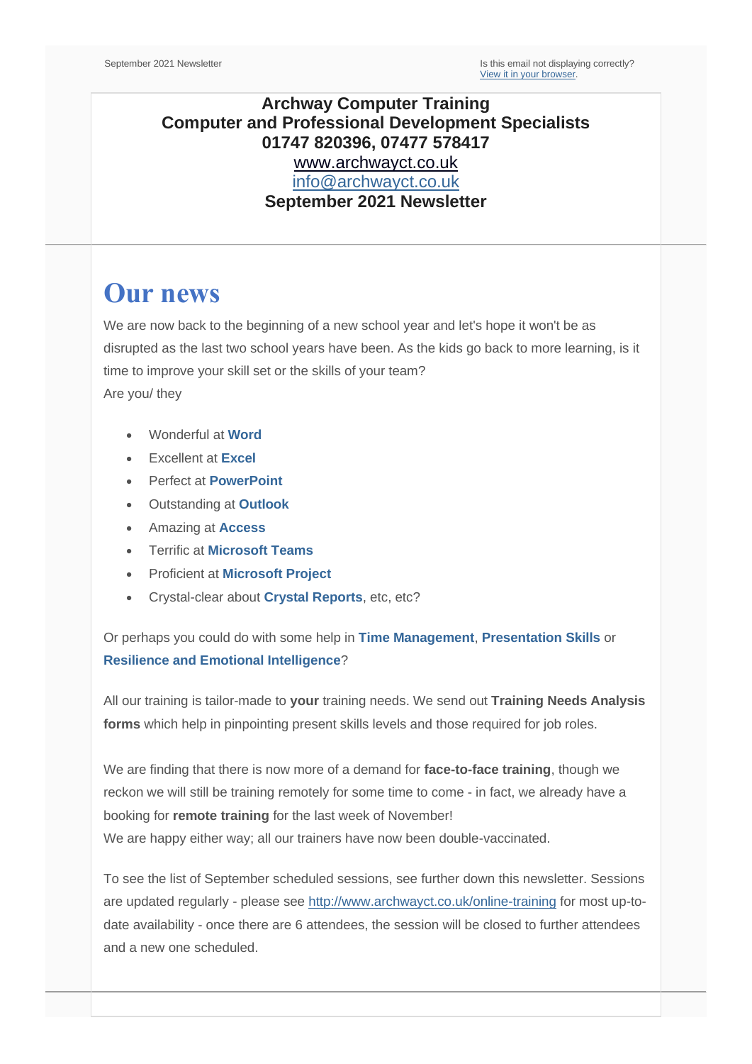September 2021 Newsletter

Is this email not displaying correctly?
View it in your browser.

**Archway Computer Training**
**Computer and Professional Development Specialists**
**01747 820396, 07477 578417**
www.archwayct.co.uk
info@archwayct.co.uk
**September 2021 Newsletter**

# Our news

We are now back to the beginning of a new school year and let's hope it won't be as disrupted as the last two school years have been. As the kids go back to more learning, is it time to improve your skill set or the skills of your team?
Are you/ they

- Wonderful at **Word**
- Excellent at **Excel**
- Perfect at **PowerPoint**
- Outstanding at **Outlook**
- Amazing at **Access**
- Terrific at **Microsoft Teams**
- Proficient at **Microsoft Project**
- Crystal-clear about **Crystal Reports**, etc, etc?

Or perhaps you could do with some help in **Time Management**, **Presentation Skills** or **Resilience and Emotional Intelligence**?

All our training is tailor-made to **your** training needs. We send out **Training Needs Analysis forms** which help in pinpointing present skills levels and those required for job roles.

We are finding that there is now more of a demand for **face-to-face training**, though we reckon we will still be training remotely for some time to come - in fact, we already have a booking for **remote training** for the last week of November!
We are happy either way; all our trainers have now been double-vaccinated.

To see the list of September scheduled sessions, see further down this newsletter. Sessions are updated regularly - please see http://www.archwayct.co.uk/online-training for most up-to-date availability - once there are 6 attendees, the session will be closed to further attendees and a new one scheduled.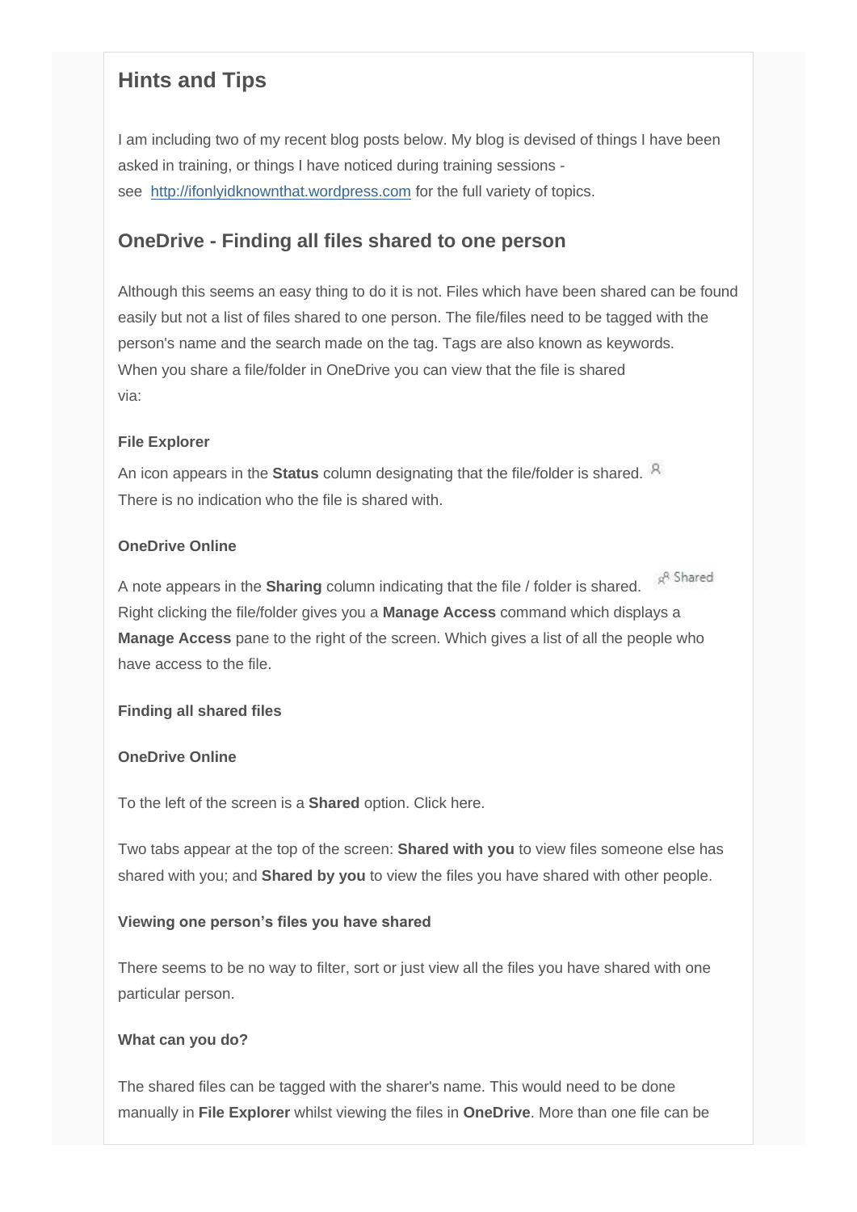## Hints and Tips

I am including two of my recent blog posts below. My blog is devised of things I have been asked in training, or things I have noticed during training sessions - see [http://ifonlyidknownthat.wordpress.com](http://ifonlyidknownthat.wordpress.com) for the full variety of topics.

### OneDrive - Finding all files shared to one person

Although this seems an easy thing to do it is not. Files which have been shared can be found easily but not a list of files shared to one person. The file/files need to be tagged with the person's name and the search made on the tag. Tags are also known as keywords.
When you share a file/folder in OneDrive you can view that the file is shared via:

**File Explorer**

An icon appears in the **Status** column designating that the file/folder is shared.
There is no indication who the file is shared with.

**OneDrive Online**

A note appears in the **Sharing** column indicating that the file / folder is shared. Shared
Right clicking the file/folder gives you a **Manage Access** command which displays a **Manage Access** pane to the right of the screen. Which gives a list of all the people who have access to the file.

**Finding all shared files**

**OneDrive Online**

To the left of the screen is a **Shared** option. Click here.

Two tabs appear at the top of the screen: **Shared with you** to view files someone else has shared with you; and **Shared by you** to view the files you have shared with other people.

**Viewing one person's files you have shared**

There seems to be no way to filter, sort or just view all the files you have shared with one particular person.

**What can you do?**

The shared files can be tagged with the sharer's name. This would need to be done manually in **File Explorer** whilst viewing the files in **OneDrive**. More than one file can be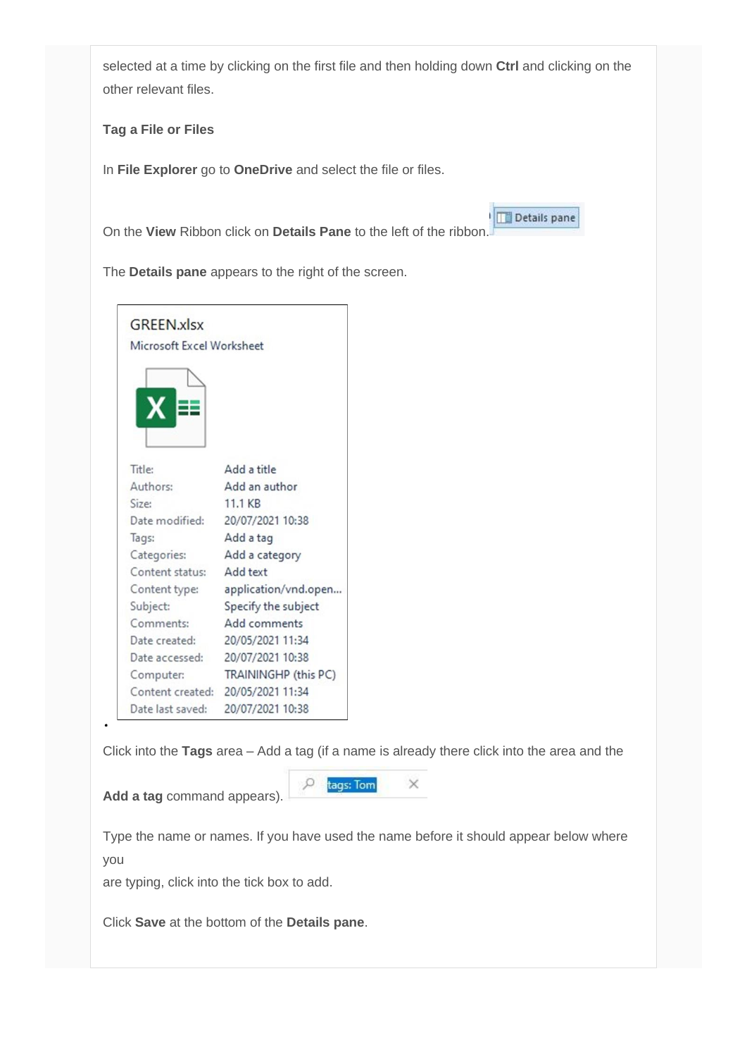selected at a time by clicking on the first file and then holding down **Ctrl** and clicking on the other relevant files.

**Tag a File or Files**

In **File Explorer** go to **OneDrive** and select the file or files.

On the **View** Ribbon click on **Details Pane** to the left of the ribbon.

The **Details pane** appears to the right of the screen.

GREEN.xlsx
Microsoft Excel Worksheet

| | |
|---|---|
| Title: | Add a title |
| Authors: | Add an author |
| Size: | 11.1 KB |
| Date modified: | 20/07/2021 10:38 |
| Tags: | Add a tag |
| Categories: | Add a category |
| Content status: | Add text |
| Content type: | application/vnd.open... |
| Subject: | Specify the subject |
| Comments: | Add comments |
| Date created: | 20/05/2021 11:34 |
| Date accessed: | 20/07/2021 10:38 |
| Computer: | TRAININGHP (this PC) |
| Content created: | 20/05/2021 11:34 |
| Date last saved: | 20/07/2021 10:38 |

Click into the **Tags** area – Add a tag (if a name is already there click into the area and the **Add a tag** command appears).

Type the name or names. If you have used the name before it should appear below where you are typing, click into the tick box to add.

Click **Save** at the bottom of the **Details pane**.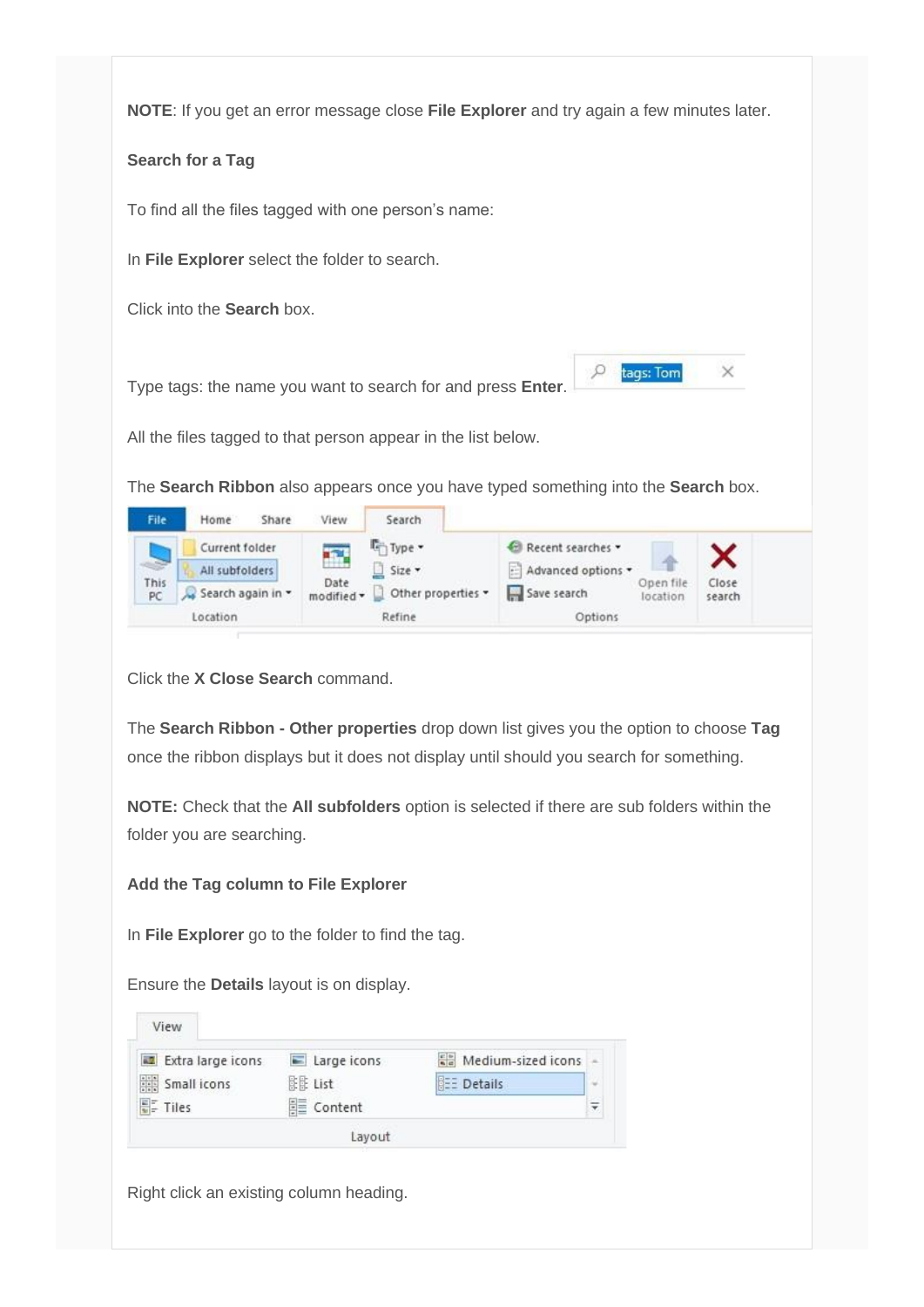**NOTE**: If you get an error message close **File Explorer** and try again a few minutes later.

**Search for a Tag**

To find all the files tagged with one person's name:

In **File Explorer** select the folder to search.

Click into the **Search** box.

Type tags: the name you want to search for and press **Enter**.

All the files tagged to that person appear in the list below.

The **Search Ribbon** also appears once you have typed something into the **Search** box.

Click the **X Close Search** command.

The **Search Ribbon - Other properties** drop down list gives you the option to choose **Tag** once the ribbon displays but it does not display until should you search for something.

**NOTE:** Check that the **All subfolders** option is selected if there are sub folders within the folder you are searching.

**Add the Tag column to File Explorer**

In **File Explorer** go to the folder to find the tag.

Ensure the **Details** layout is on display.

Right click an existing column heading.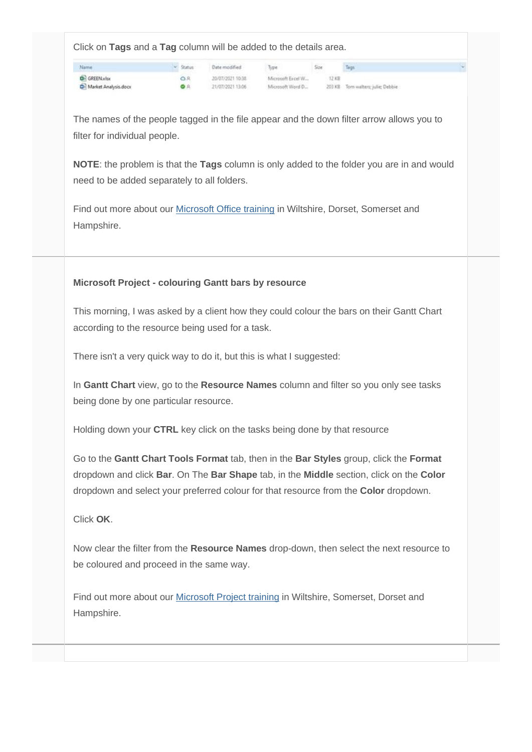Click on **Tags** and a **Tag** column will be added to the details area.

| Name | Status | Date modified | Type | Size | Tags |
| --- | --- | --- | --- | --- | --- |
| GREEN.xlsx | | 20/07/2021 10:38 | Microsoft Excel W... | 12 KB | |
| Market Analysis.docx | | 21/07/2021 13:06 | Microsoft Word D... | 203 KB | Tom walters; julie; Debbie |

The names of the people tagged in the file appear and the down filter arrow allows you to filter for individual people.

**NOTE**: the problem is that the **Tags** column is only added to the folder you are in and would need to be added separately to all folders.

Find out more about our [Microsoft Office training] in Wiltshire, Dorset, Somerset and Hampshire.

**Microsoft Project - colouring Gantt bars by resource**

This morning, I was asked by a client how they could colour the bars on their Gantt Chart according to the resource being used for a task.

There isn't a very quick way to do it, but this is what I suggested:

In **Gantt Chart** view, go to the **Resource Names** column and filter so you only see tasks being done by one particular resource.

Holding down your **CTRL** key click on the tasks being done by that resource

Go to the **Gantt Chart Tools Format** tab, then in the **Bar Styles** group, click the **Format** dropdown and click **Bar**. On The **Bar Shape** tab, in the **Middle** section, click on the **Color** dropdown and select your preferred colour for that resource from the **Color** dropdown.

Click **OK**.

Now clear the filter from the **Resource Names** drop-down, then select the next resource to be coloured and proceed in the same way.

Find out more about our [Microsoft Project training] in Wiltshire, Somerset, Dorset and Hampshire.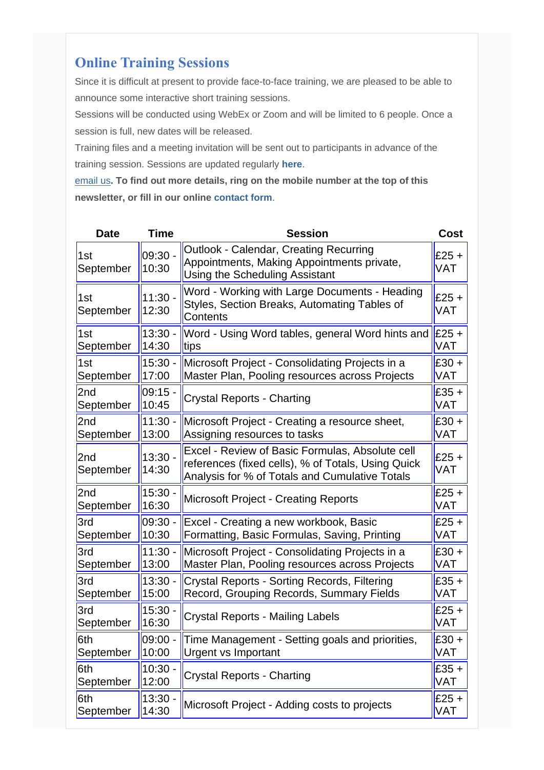## Online Training Sessions

Since it is difficult at present to provide face-to-face training, we are pleased to be able to announce some interactive short training sessions.

Sessions will be conducted using WebEx or Zoom and will be limited to 6 people. Once a session is full, new dates will be released.

Training files and a meeting invitation will be sent out to participants in advance of the training session. Sessions are updated regularly **here**.

email us. **To find out more details, ring on the mobile number at the top of this newsletter, or fill in our online contact form**.

| Date | Time | Session | Cost |
|---|---|---|---|
| 1st September | 09:30 - 10:30 | Outlook - Calendar, Creating Recurring Appointments, Making Appointments private, Using the Scheduling Assistant | £25 + VAT |
| 1st September | 11:30 - 12:30 | Word - Working with Large Documents - Heading Styles, Section Breaks, Automating Tables of Contents | £25 + VAT |
| 1st September | 13:30 - 14:30 | Word - Using Word tables, general Word hints and tips | £25 + VAT |
| 1st September | 15:30 - 17:00 | Microsoft Project - Consolidating Projects in a Master Plan, Pooling resources across Projects | £30 + VAT |
| 2nd September | 09:15 - 10:45 | Crystal Reports - Charting | £35 + VAT |
| 2nd September | 11:30 - 13:00 | Microsoft Project - Creating a resource sheet, Assigning resources to tasks | £30 + VAT |
| 2nd September | 13:30 - 14:30 | Excel - Review of Basic Formulas, Absolute cell references (fixed cells), % of Totals, Using Quick Analysis for % of Totals and Cumulative Totals | £25 + VAT |
| 2nd September | 15:30 - 16:30 | Microsoft Project - Creating Reports | £25 + VAT |
| 3rd September | 09:30 - 10:30 | Excel - Creating a new workbook, Basic Formatting, Basic Formulas, Saving, Printing | £25 + VAT |
| 3rd September | 11:30 - 13:00 | Microsoft Project - Consolidating Projects in a Master Plan, Pooling resources across Projects | £30 + VAT |
| 3rd September | 13:30 - 15:00 | Crystal Reports - Sorting Records, Filtering Record, Grouping Records, Summary Fields | £35 + VAT |
| 3rd September | 15:30 - 16:30 | Crystal Reports - Mailing Labels | £25 + VAT |
| 6th September | 09:00 - 10:00 | Time Management - Setting goals and priorities, Urgent vs Important | £30 + VAT |
| 6th September | 10:30 - 12:00 | Crystal Reports - Charting | £35 + VAT |
| 6th September | 13:30 - 14:30 | Microsoft Project - Adding costs to projects | £25 + VAT |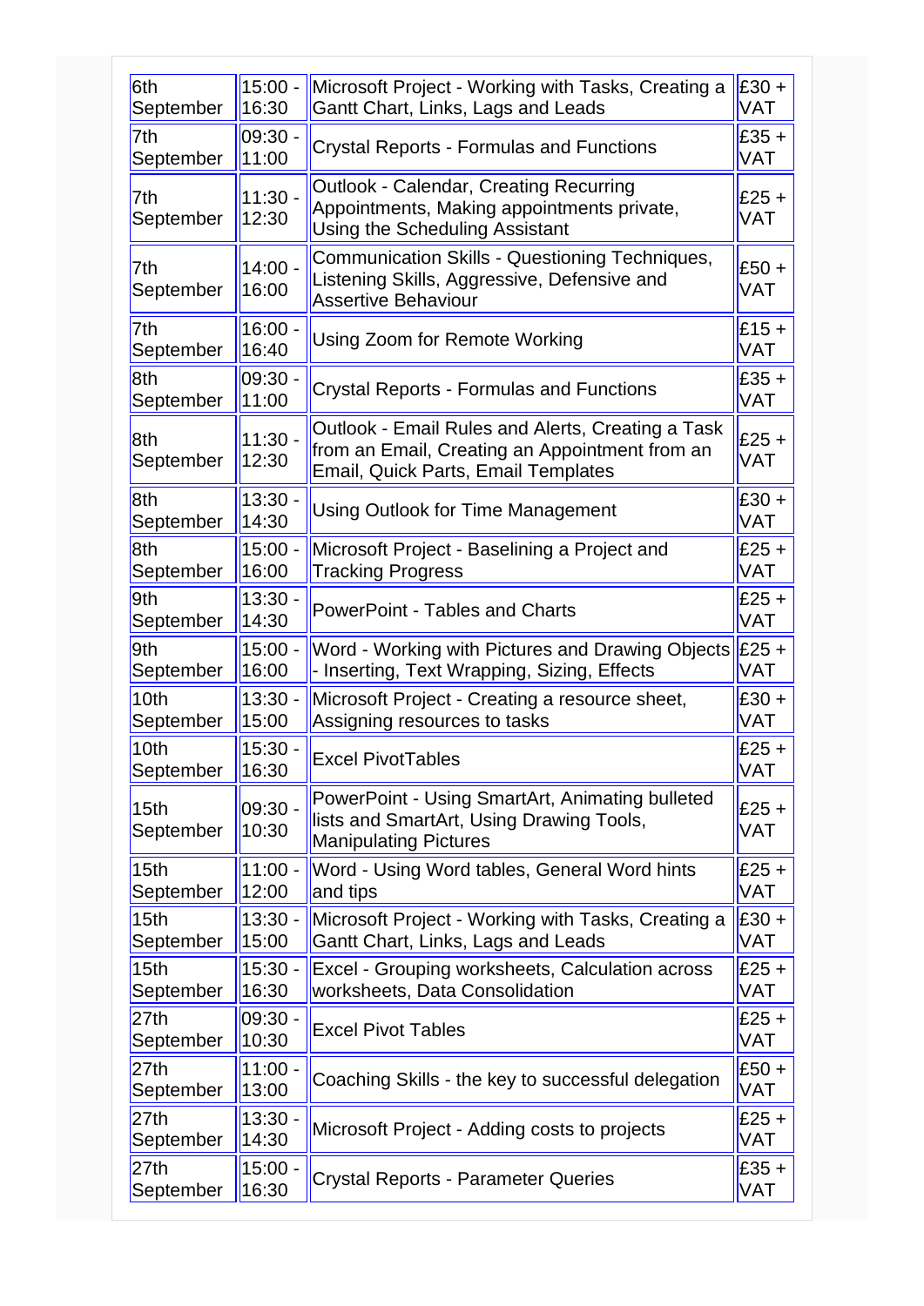| 6th September | 15:00 - 16:30 | Microsoft Project - Working with Tasks, Creating a Gantt Chart, Links, Lags and Leads | £30 + VAT |
|---|---|---|---|
| 7th September | 09:30 - 11:00 | Crystal Reports - Formulas and Functions | £35 + VAT |
| 7th September | 11:30 - 12:30 | Outlook - Calendar, Creating Recurring Appointments, Making appointments private, Using the Scheduling Assistant | £25 + VAT |
| 7th September | 14:00 - 16:00 | Communication Skills - Questioning Techniques, Listening Skills, Aggressive, Defensive and Assertive Behaviour | £50 + VAT |
| 7th September | 16:00 - 16:40 | Using Zoom for Remote Working | £15 + VAT |
| 8th September | 09:30 - 11:00 | Crystal Reports - Formulas and Functions | £35 + VAT |
| 8th September | 11:30 - 12:30 | Outlook - Email Rules and Alerts, Creating a Task from an Email, Creating an Appointment from an Email, Quick Parts, Email Templates | £25 + VAT |
| 8th September | 13:30 - 14:30 | Using Outlook for Time Management | £30 + VAT |
| 8th September | 15:00 - 16:00 | Microsoft Project - Baselining a Project and Tracking Progress | £25 + VAT |
| 9th September | 13:30 - 14:30 | PowerPoint - Tables and Charts | £25 + VAT |
| 9th September | 15:00 - 16:00 | Word - Working with Pictures and Drawing Objects - Inserting, Text Wrapping, Sizing, Effects | £25 + VAT |
| 10th September | 13:30 - 15:00 | Microsoft Project - Creating a resource sheet, Assigning resources to tasks | £30 + VAT |
| 10th September | 15:30 - 16:30 | Excel PivotTables | £25 + VAT |
| 15th September | 09:30 - 10:30 | PowerPoint - Using SmartArt, Animating bulleted lists and SmartArt, Using Drawing Tools, Manipulating Pictures | £25 + VAT |
| 15th September | 11:00 - 12:00 | Word - Using Word tables, General Word hints and tips | £25 + VAT |
| 15th September | 13:30 - 15:00 | Microsoft Project - Working with Tasks, Creating a Gantt Chart, Links, Lags and Leads | £30 + VAT |
| 15th September | 15:30 - 16:30 | Excel - Grouping worksheets, Calculation across worksheets, Data Consolidation | £25 + VAT |
| 27th September | 09:30 - 10:30 | Excel Pivot Tables | £25 + VAT |
| 27th September | 11:00 - 13:00 | Coaching Skills - the key to successful delegation | £50 + VAT |
| 27th September | 13:30 - 14:30 | Microsoft Project - Adding costs to projects | £25 + VAT |
| 27th September | 15:00 - 16:30 | Crystal Reports - Parameter Queries | £35 + VAT |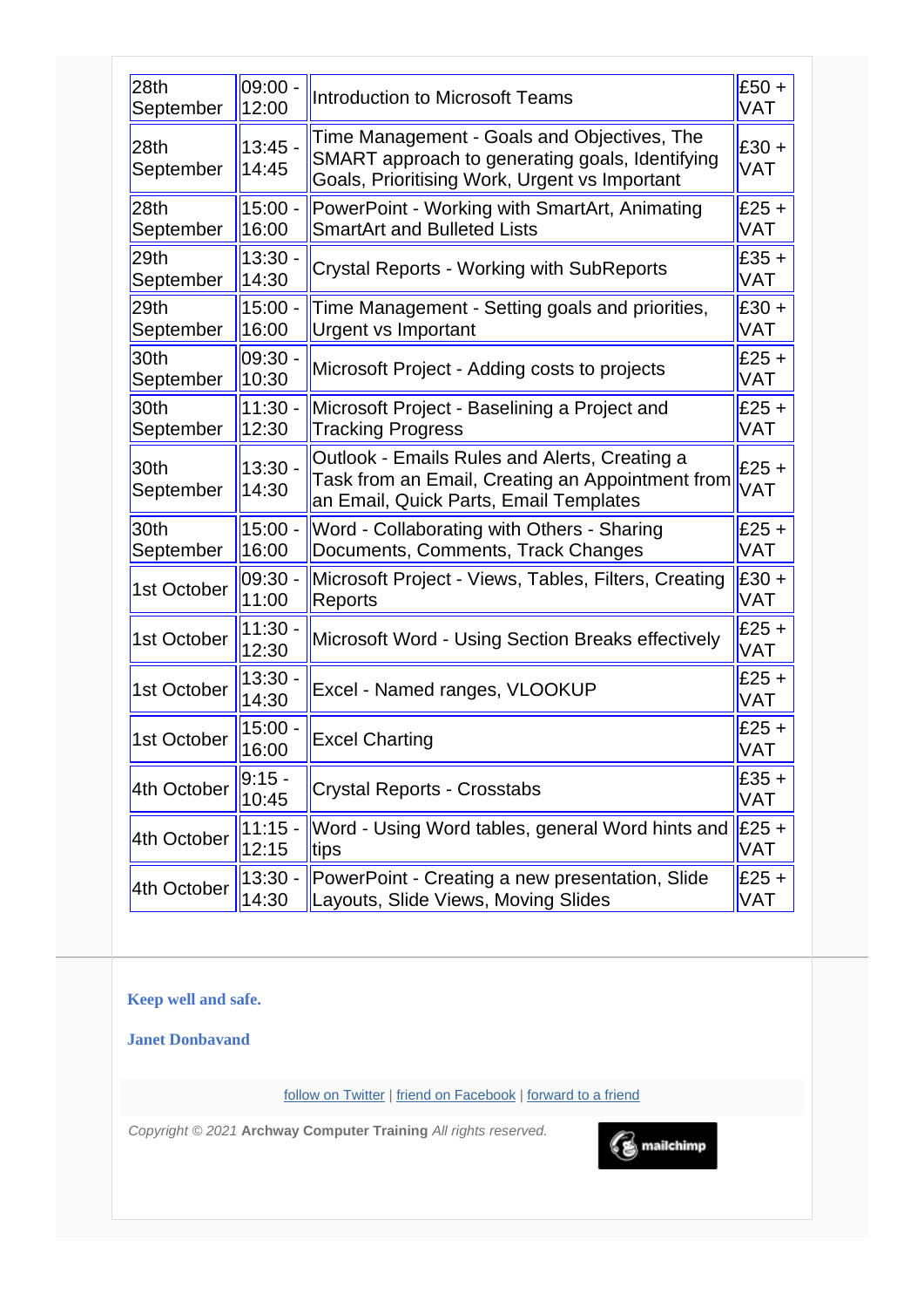| | | | |
|---|---|---|---|
| 28th September | 09:00 - 12:00 | Introduction to Microsoft Teams | £50 + VAT |
| 28th September | 13:45 - 14:45 | Time Management - Goals and Objectives, The SMART approach to generating goals, Identifying Goals, Prioritising Work, Urgent vs Important | £30 + VAT |
| 28th September | 15:00 - 16:00 | PowerPoint - Working with SmartArt, Animating SmartArt and Bulleted Lists | £25 + VAT |
| 29th September | 13:30 - 14:30 | Crystal Reports - Working with SubReports | £35 + VAT |
| 29th September | 15:00 - 16:00 | Time Management - Setting goals and priorities, Urgent vs Important | £30 + VAT |
| 30th September | 09:30 - 10:30 | Microsoft Project - Adding costs to projects | £25 + VAT |
| 30th September | 11:30 - 12:30 | Microsoft Project - Baselining a Project and Tracking Progress | £25 + VAT |
| 30th September | 13:30 - 14:30 | Outlook - Emails Rules and Alerts, Creating a Task from an Email, Creating an Appointment from an Email, Quick Parts, Email Templates | £25 + VAT |
| 30th September | 15:00 - 16:00 | Word - Collaborating with Others - Sharing Documents, Comments, Track Changes | £25 + VAT |
| 1st October | 09:30 - 11:00 | Microsoft Project - Views, Tables, Filters, Creating Reports | £30 + VAT |
| 1st October | 11:30 - 12:30 | Microsoft Word - Using Section Breaks effectively | £25 + VAT |
| 1st October | 13:30 - 14:30 | Excel - Named ranges, VLOOKUP | £25 + VAT |
| 1st October | 15:00 - 16:00 | Excel Charting | £25 + VAT |
| 4th October | 9:15 - 10:45 | Crystal Reports - Crosstabs | £35 + VAT |
| 4th October | 11:15 - 12:15 | Word - Using Word tables, general Word hints and tips | £25 + VAT |
| 4th October | 13:30 - 14:30 | PowerPoint - Creating a new presentation, Slide Layouts, Slide Views, Moving Slides | £25 + VAT |

**Keep well and safe.**

**Janet Donbavand**

follow on Twitter | friend on Facebook | forward to a friend

*Copyright © 2021* **Archway Computer Training** *All rights reserved.*